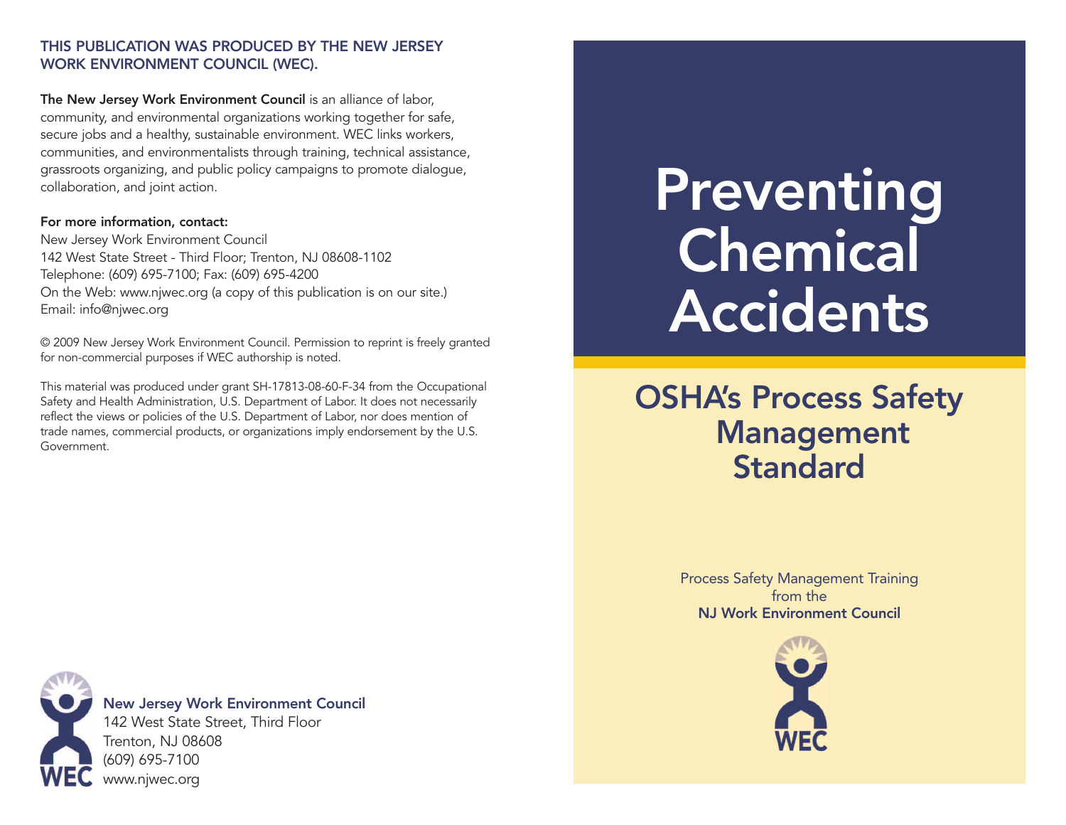THIS PUBLICATION WAS PRODUCED BY THE NEW JERSEY WORK ENVIRONMENT COUNCIL (WEC).

**The New Jersey Work Environment Council** is an alliance of labor, community, and environmental organizations working together for safe, secure jobs and a healthy, sustainable environment. WEC links workers, communities, and environmentalists through training, technical assistance, grassroots organizing, and public policy campaigns to promote dialogue, collaboration, and joint action.

**For more information, contact:**
New Jersey Work Environment Council
142 West State Street - Third Floor; Trenton, NJ 08608-1102
Telephone: (609) 695-7100; Fax: (609) 695-4200
On the Web: www.njwec.org (a copy of this publication is on our site.)
Email: info@njwec.org

© 2009 New Jersey Work Environment Council. Permission to reprint is freely granted for non-commercial purposes if WEC authorship is noted.

This material was produced under grant SH-17813-08-60-F-34 from the Occupational Safety and Health Administration, U.S. Department of Labor. It does not necessarily reflect the views or policies of the U.S. Department of Labor, nor does mention of trade names, commercial products, or organizations imply endorsement by the U.S. Government.

**New Jersey Work Environment Council**
142 West State Street, Third Floor
Trenton, NJ 08608
(609) 695-7100
www.njwec.org

# Preventing Chemical Accidents

## OSHA's Process Safety Management Standard

Process Safety Management Training
from the
**NJ Work Environment Council**

WEC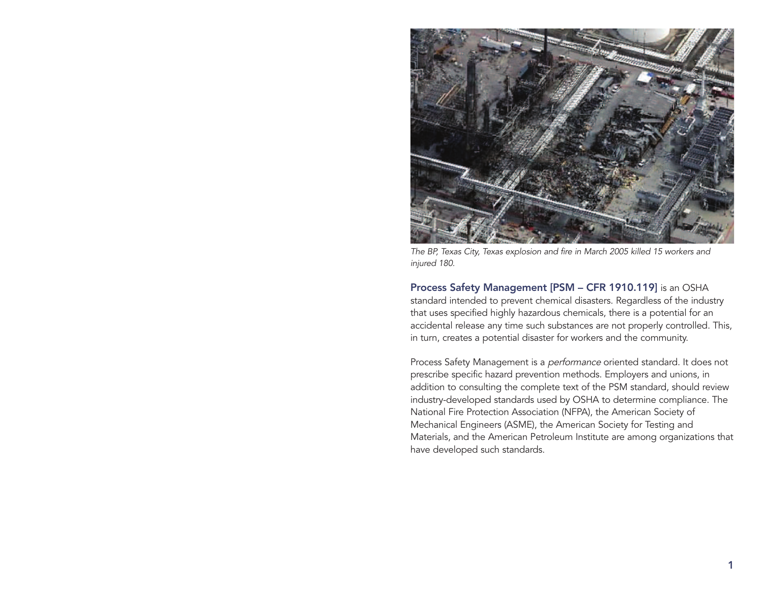*The BP, Texas City, Texas explosion and fire in March 2005 killed 15 workers and injured 180.*

**Process Safety Management [PSM – CFR 1910.119]** is an OSHA standard intended to prevent chemical disasters. Regardless of the industry that uses specified highly hazardous chemicals, there is a potential for an accidental release any time such substances are not properly controlled. This, in turn, creates a potential disaster for workers and the community.

Process Safety Management is a *performance* oriented standard. It does not prescribe specific hazard prevention methods. Employers and unions, in addition to consulting the complete text of the PSM standard, should review industry-developed standards used by OSHA to determine compliance. The National Fire Protection Association (NFPA), the American Society of Mechanical Engineers (ASME), the American Society for Testing and Materials, and the American Petroleum Institute are among organizations that have developed such standards.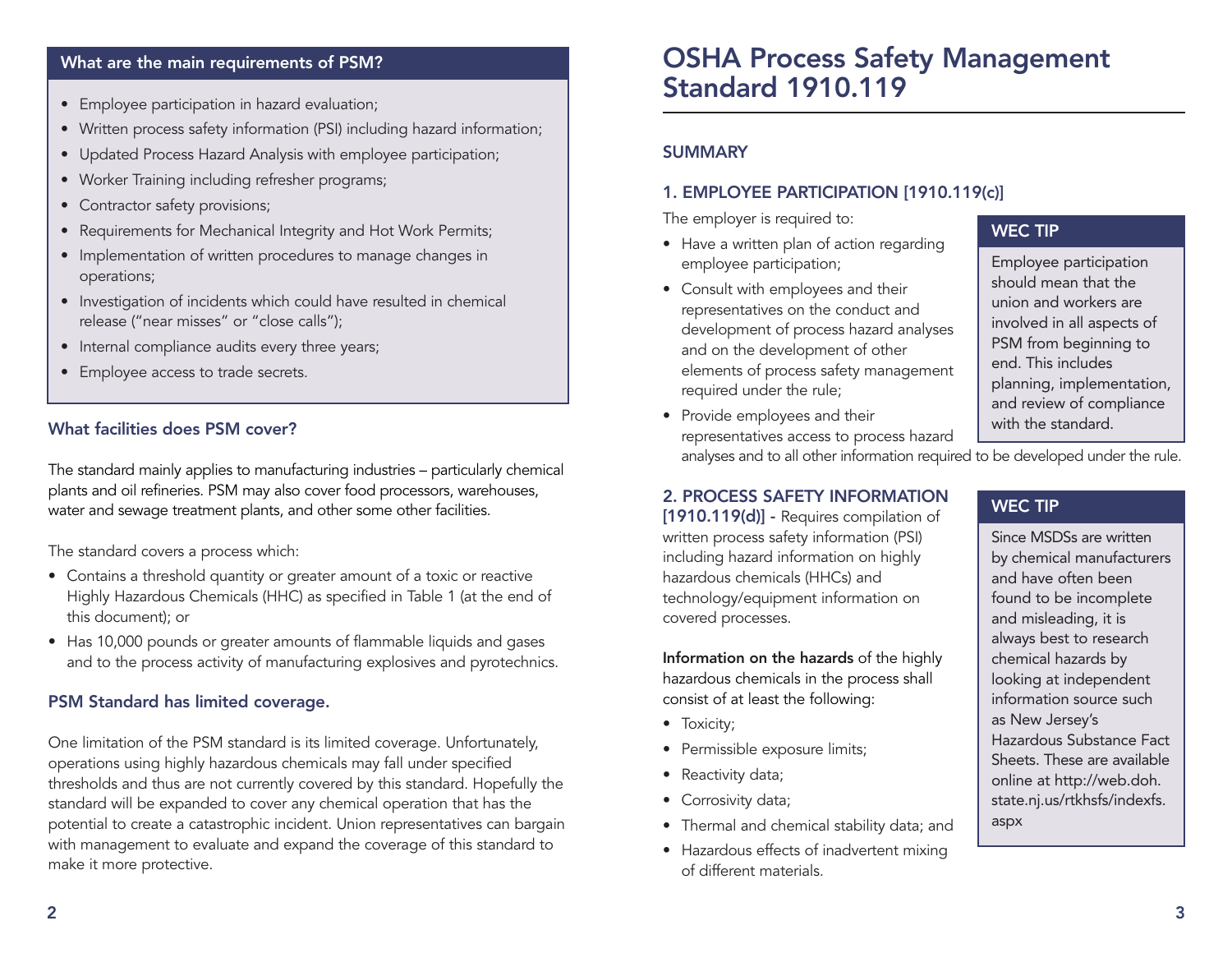## What are the main requirements of PSM?

- Employee participation in hazard evaluation;
- Written process safety information (PSI) including hazard information;
- Updated Process Hazard Analysis with employee participation;
- Worker Training including refresher programs;
- Contractor safety provisions;
- Requirements for Mechanical Integrity and Hot Work Permits;
- Implementation of written procedures to manage changes in operations;
- Investigation of incidents which could have resulted in chemical release ("near misses" or "close calls");
- Internal compliance audits every three years;
- Employee access to trade secrets.

### What facilities does PSM cover?

The standard mainly applies to manufacturing industries – particularly chemical plants and oil refineries. PSM may also cover food processors, warehouses, water and sewage treatment plants, and other some other facilities.

The standard covers a process which:

- Contains a threshold quantity or greater amount of a toxic or reactive Highly Hazardous Chemicals (HHC) as specified in Table 1 (at the end of this document); or
- Has 10,000 pounds or greater amounts of flammable liquids and gases and to the process activity of manufacturing explosives and pyrotechnics.

### PSM Standard has limited coverage.

One limitation of the PSM standard is its limited coverage. Unfortunately, operations using highly hazardous chemicals may fall under specified thresholds and thus are not currently covered by this standard. Hopefully the standard will be expanded to cover any chemical operation that has the potential to create a catastrophic incident. Union representatives can bargain with management to evaluate and expand the coverage of this standard to make it more protective.

# OSHA Process Safety Management Standard 1910.119

## SUMMARY

### 1. EMPLOYEE PARTICIPATION [1910.119(c)]

The employer is required to:

- Have a written plan of action regarding employee participation;
- Consult with employees and their representatives on the conduct and development of process hazard analyses and on the development of other elements of process safety management required under the rule;
- Provide employees and their representatives access to process hazard analyses and to all other information required to be developed under the rule.

**WEC TIP**

Employee participation should mean that the union and workers are involved in all aspects of PSM from beginning to end. This includes planning, implementation, and review of compliance with the standard.

### 2. PROCESS SAFETY INFORMATION [1910.119(d)]

- Requires compilation of written process safety information (PSI) including hazard information on highly hazardous chemicals (HHCs) and technology/equipment information on covered processes.

**Information on the hazards** of the highly hazardous chemicals in the process shall consist of at least the following:

- Toxicity;
- Permissible exposure limits;
- Reactivity data;
- Corrosivity data;
- Thermal and chemical stability data; and
- Hazardous effects of inadvertent mixing of different materials.

**WEC TIP**

Since MSDSs are written by chemical manufacturers and have often been found to be incomplete and misleading, it is always best to research chemical hazards by looking at independent information source such as New Jersey's Hazardous Substance Fact Sheets. These are available online at http://web.doh.state.nj.us/rtkhsfs/indexfs.aspx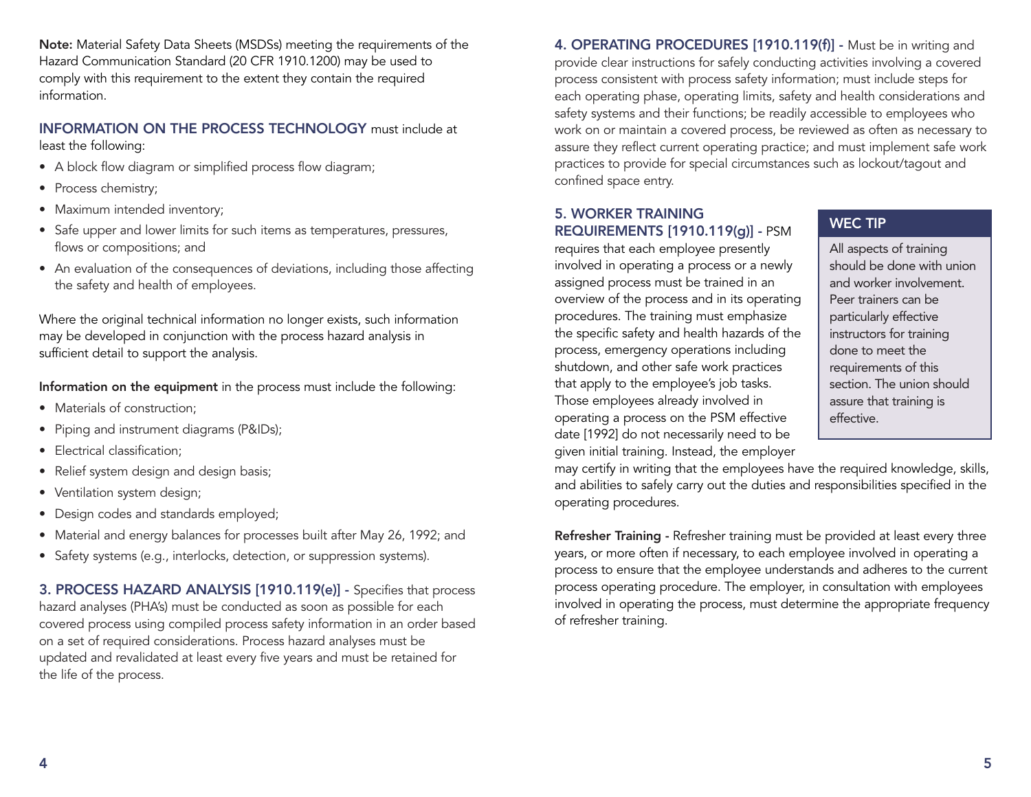**Note:** Material Safety Data Sheets (MSDSs) meeting the requirements of the Hazard Communication Standard (20 CFR 1910.1200) may be used to comply with this requirement to the extent they contain the required information.

**INFORMATION ON THE PROCESS TECHNOLOGY** must include at least the following:

- A block flow diagram or simplified process flow diagram;
- Process chemistry;
- Maximum intended inventory;
- Safe upper and lower limits for such items as temperatures, pressures, flows or compositions; and
- An evaluation of the consequences of deviations, including those affecting the safety and health of employees.

Where the original technical information no longer exists, such information may be developed in conjunction with the process hazard analysis in sufficient detail to support the analysis.

**Information on the equipment** in the process must include the following:

- Materials of construction;
- Piping and instrument diagrams (P&IDs);
- Electrical classification;
- Relief system design and design basis;
- Ventilation system design;
- Design codes and standards employed;
- Material and energy balances for processes built after May 26, 1992; and
- Safety systems (e.g., interlocks, detection, or suppression systems).

**3. PROCESS HAZARD ANALYSIS [1910.119(e)] -** Specifies that process hazard analyses (PHA's) must be conducted as soon as possible for each covered process using compiled process safety information in an order based on a set of required considerations. Process hazard analyses must be updated and revalidated at least every five years and must be retained for the life of the process.

**4. OPERATING PROCEDURES [1910.119(f)] -** Must be in writing and provide clear instructions for safely conducting activities involving a covered process consistent with process safety information; must include steps for each operating phase, operating limits, safety and health considerations and safety systems and their functions; be readily accessible to employees who work on or maintain a covered process, be reviewed as often as necessary to assure they reflect current operating practice; and must implement safe work practices to provide for special circumstances such as lockout/tagout and confined space entry.

**5. WORKER TRAINING REQUIREMENTS [1910.119(g)] -** PSM requires that each employee presently involved in operating a process or a newly assigned process must be trained in an overview of the process and in its operating procedures. The training must emphasize the specific safety and health hazards of the process, emergency operations including shutdown, and other safe work practices that apply to the employee's job tasks. Those employees already involved in operating a process on the PSM effective date [1992] do not necessarily need to be given initial training. Instead, the employer may certify in writing that the employees have the required knowledge, skills, and abilities to safely carry out the duties and responsibilities specified in the operating procedures.

> **WEC TIP**
>
> All aspects of training should be done with union and worker involvement. Peer trainers can be particularly effective instructors for training done to meet the requirements of this section. The union should assure that training is effective.

**Refresher Training -** Refresher training must be provided at least every three years, or more often if necessary, to each employee involved in operating a process to ensure that the employee understands and adheres to the current process operating procedure. The employer, in consultation with employees involved in operating the process, must determine the appropriate frequency of refresher training.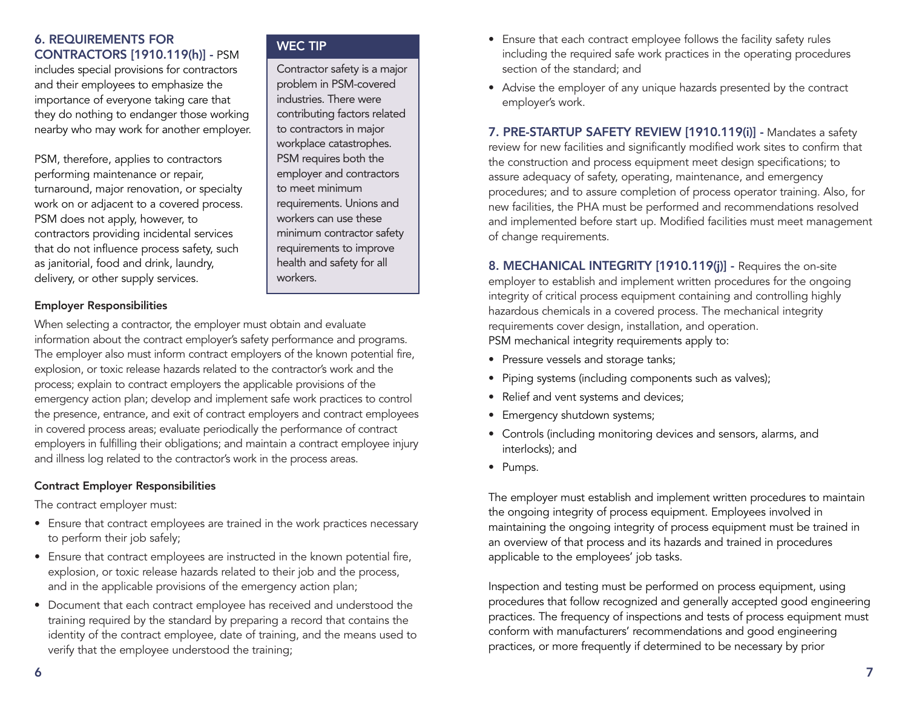## 6. REQUIREMENTS FOR CONTRACTORS [1910.119(h)] - 

PSM includes special provisions for contractors and their employees to emphasize the importance of everyone taking care that they do nothing to endanger those working nearby who may work for another employer.

PSM, therefore, applies to contractors performing maintenance or repair, turnaround, major renovation, or specialty work on or adjacent to a covered process. PSM does not apply, however, to contractors providing incidental services that do not influence process safety, such as janitorial, food and drink, laundry, delivery, or other supply services.

> **WEC TIP**
>
> Contractor safety is a major problem in PSM-covered industries. There were contributing factors related to contractors in major workplace catastrophes. PSM requires both the employer and contractors to meet minimum requirements. Unions and workers can use these minimum contractor safety requirements to improve health and safety for all workers.

### Employer Responsibilities

When selecting a contractor, the employer must obtain and evaluate information about the contract employer's safety performance and programs. The employer also must inform contract employers of the known potential fire, explosion, or toxic release hazards related to the contractor's work and the process; explain to contract employers the applicable provisions of the emergency action plan; develop and implement safe work practices to control the presence, entrance, and exit of contract employers and contract employees in covered process areas; evaluate periodically the performance of contract employers in fulfilling their obligations; and maintain a contract employee injury and illness log related to the contractor's work in the process areas.

### Contract Employer Responsibilities

The contract employer must:

- Ensure that contract employees are trained in the work practices necessary to perform their job safely;
- Ensure that contract employees are instructed in the known potential fire, explosion, or toxic release hazards related to their job and the process, and in the applicable provisions of the emergency action plan;
- Document that each contract employee has received and understood the training required by the standard by preparing a record that contains the identity of the contract employee, date of training, and the means used to verify that the employee understood the training;
- Ensure that each contract employee follows the facility safety rules including the required safe work practices in the operating procedures section of the standard; and
- Advise the employer of any unique hazards presented by the contract employer's work.

## 7. PRE-STARTUP SAFETY REVIEW [1910.119(i)] - 

Mandates a safety review for new facilities and significantly modified work sites to confirm that the construction and process equipment meet design specifications; to assure adequacy of safety, operating, maintenance, and emergency procedures; and to assure completion of process operator training. Also, for new facilities, the PHA must be performed and recommendations resolved and implemented before start up. Modified facilities must meet management of change requirements.

## 8. MECHANICAL INTEGRITY [1910.119(j)] - 

Requires the on-site employer to establish and implement written procedures for the ongoing integrity of critical process equipment containing and controlling highly hazardous chemicals in a covered process. The mechanical integrity requirements cover design, installation, and operation.

PSM mechanical integrity requirements apply to:

- Pressure vessels and storage tanks;
- Piping systems (including components such as valves);
- Relief and vent systems and devices;
- Emergency shutdown systems;
- Controls (including monitoring devices and sensors, alarms, and interlocks); and
- Pumps.

The employer must establish and implement written procedures to maintain the ongoing integrity of process equipment. Employees involved in maintaining the ongoing integrity of process equipment must be trained in an overview of that process and its hazards and trained in procedures applicable to the employees' job tasks.

Inspection and testing must be performed on process equipment, using procedures that follow recognized and generally accepted good engineering practices. The frequency of inspections and tests of process equipment must conform with manufacturers' recommendations and good engineering practices, or more frequently if determined to be necessary by prior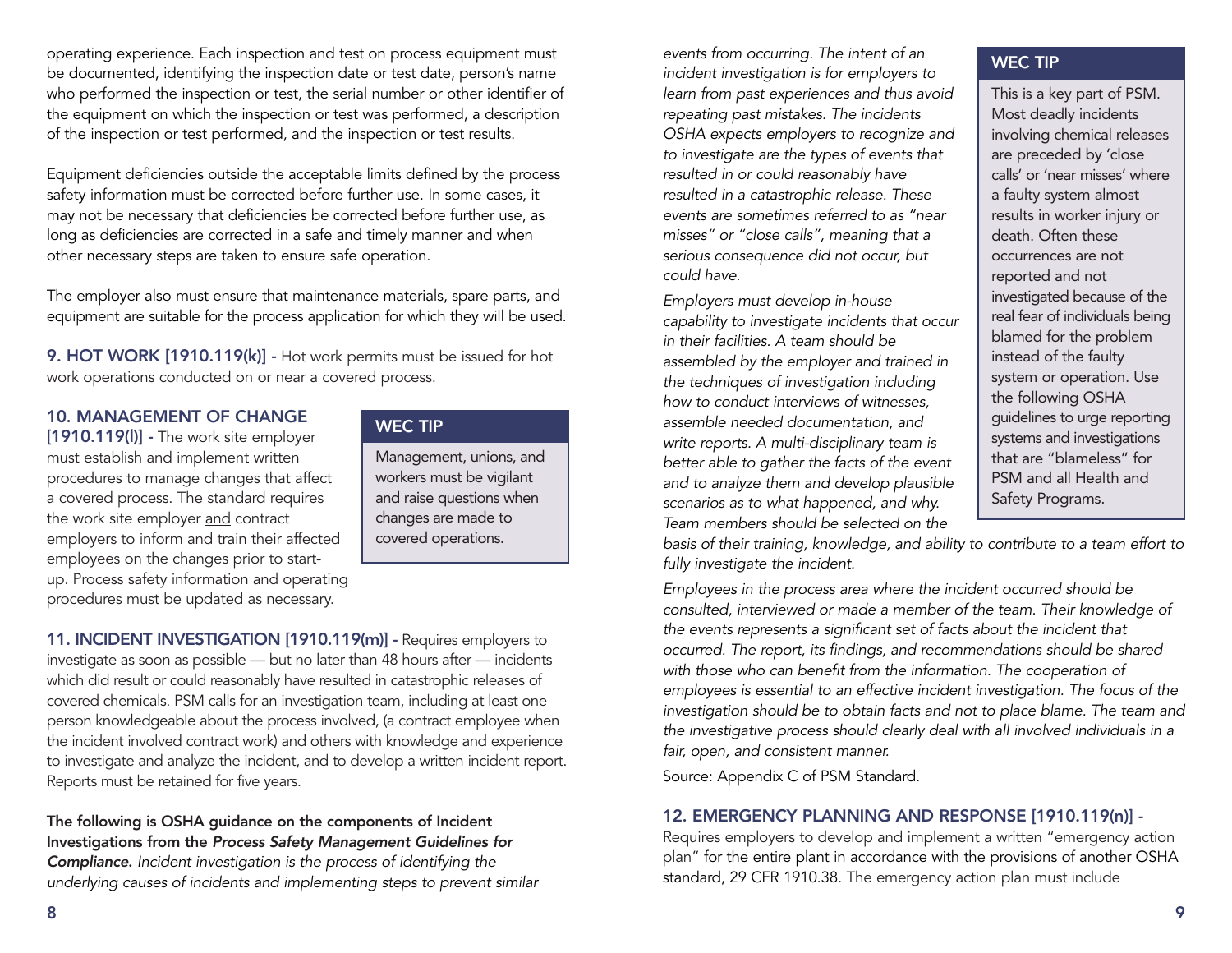operating experience. Each inspection and test on process equipment must be documented, identifying the inspection date or test date, person's name who performed the inspection or test, the serial number or other identifier of the equipment on which the inspection or test was performed, a description of the inspection or test performed, and the inspection or test results.

Equipment deficiencies outside the acceptable limits defined by the process safety information must be corrected before further use. In some cases, it may not be necessary that deficiencies be corrected before further use, as long as deficiencies are corrected in a safe and timely manner and when other necessary steps are taken to ensure safe operation.

The employer also must ensure that maintenance materials, spare parts, and equipment are suitable for the process application for which they will be used.

**9. HOT WORK [1910.119(k)] -** Hot work permits must be issued for hot work operations conducted on or near a covered process.

**10. MANAGEMENT OF CHANGE [1910.119(l)] -** The work site employer must establish and implement written procedures to manage changes that affect a covered process. The standard requires the work site employer and contract employers to inform and train their affected employees on the changes prior to start-up. Process safety information and operating procedures must be updated as necessary.

> **WEC TIP**
>
> Management, unions, and workers must be vigilant and raise questions when changes are made to covered operations.

**11. INCIDENT INVESTIGATION [1910.119(m)] -** Requires employers to investigate as soon as possible — but no later than 48 hours after — incidents which did result or could reasonably have resulted in catastrophic releases of covered chemicals. PSM calls for an investigation team, including at least one person knowledgeable about the process involved, (a contract employee when the incident involved contract work) and others with knowledge and experience to investigate and analyze the incident, and to develop a written incident report. Reports must be retained for five years.

**The following is OSHA guidance on the components of Incident Investigations from the *Process Safety Management Guidelines for Compliance*.** *Incident investigation is the process of identifying the underlying causes of incidents and implementing steps to prevent similar events from occurring. The intent of an incident investigation is for employers to learn from past experiences and thus avoid repeating past mistakes. The incidents OSHA expects employers to recognize and to investigate are the types of events that resulted in or could reasonably have resulted in a catastrophic release. These events are sometimes referred to as "near misses" or "close calls", meaning that a serious consequence did not occur, but could have.*

*Employers must develop in-house capability to investigate incidents that occur in their facilities. A team should be assembled by the employer and trained in the techniques of investigation including how to conduct interviews of witnesses, assemble needed documentation, and write reports. A multi-disciplinary team is better able to gather the facts of the event and to analyze them and develop plausible scenarios as to what happened, and why. Team members should be selected on the basis of their training, knowledge, and ability to contribute to a team effort to fully investigate the incident.*

*Employees in the process area where the incident occurred should be consulted, interviewed or made a member of the team. Their knowledge of the events represents a significant set of facts about the incident that occurred. The report, its findings, and recommendations should be shared with those who can benefit from the information. The cooperation of employees is essential to an effective incident investigation. The focus of the investigation should be to obtain facts and not to place blame. The team and the investigative process should clearly deal with all involved individuals in a fair, open, and consistent manner.*

Source: Appendix C of PSM Standard.

> **WEC TIP**
>
> This is a key part of PSM. Most deadly incidents involving chemical releases are preceded by 'close calls' or 'near misses' where a faulty system almost results in worker injury or death. Often these occurrences are not reported and not investigated because of the real fear of individuals being blamed for the problem instead of the faulty system or operation. Use the following OSHA guidelines to urge reporting systems and investigations that are "blameless" for PSM and all Health and Safety Programs.

**12. EMERGENCY PLANNING AND RESPONSE [1910.119(n)] -** Requires employers to develop and implement a written "emergency action plan" for the entire plant in accordance with the provisions of another OSHA standard, 29 CFR 1910.38. The emergency action plan must include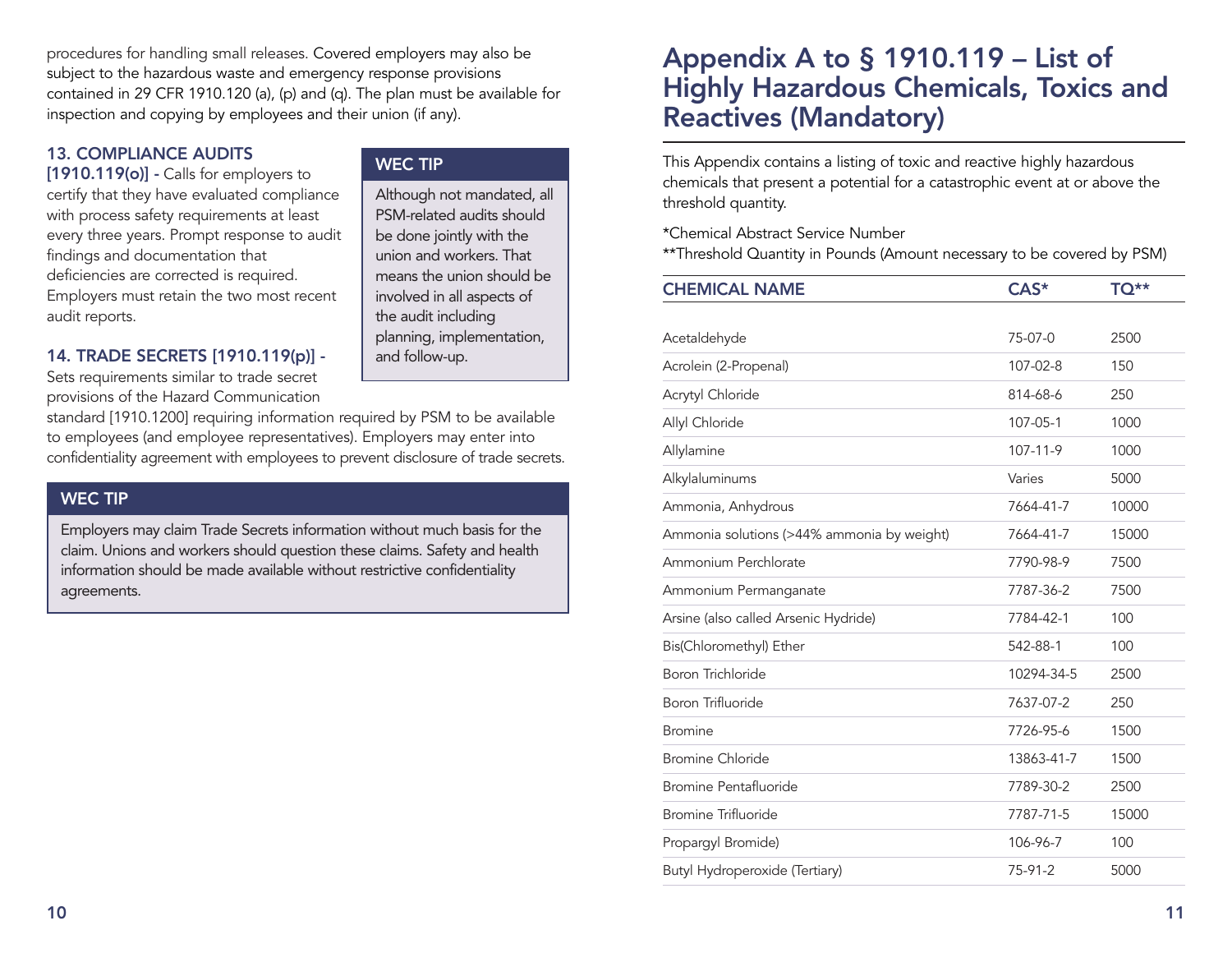procedures for handling small releases. Covered employers may also be subject to the hazardous waste and emergency response provisions contained in 29 CFR 1910.120 (a), (p) and (q). The plan must be available for inspection and copying by employees and their union (if any).

### 13. COMPLIANCE AUDITS

**[1910.119(o)] -** Calls for employers to certify that they have evaluated compliance with process safety requirements at least every three years. Prompt response to audit findings and documentation that deficiencies are corrected is required. Employers must retain the two most recent audit reports.

> **WEC TIP**
>
> Although not mandated, all PSM-related audits should be done jointly with the union and workers. That means the union should be involved in all aspects of the audit including planning, implementation, and follow-up.

### 14. TRADE SECRETS [1910.119(p)] -

Sets requirements similar to trade secret provisions of the Hazard Communication standard [1910.1200] requiring information required by PSM to be available to employees (and employee representatives). Employers may enter into confidentiality agreement with employees to prevent disclosure of trade secrets.

> **WEC TIP**
>
> Employers may claim Trade Secrets information without much basis for the claim. Unions and workers should question these claims. Safety and health information should be made available without restrictive confidentiality agreements.

# Appendix A to § 1910.119 – List of Highly Hazardous Chemicals, Toxics and Reactives (Mandatory)

This Appendix contains a listing of toxic and reactive highly hazardous chemicals that present a potential for a catastrophic event at or above the threshold quantity.

*Chemical Abstract Service Number
**Threshold Quantity in Pounds (Amount necessary to be covered by PSM)

| CHEMICAL NAME | CAS* | TQ** |
|---|---|---|
| Acetaldehyde | 75-07-0 | 2500 |
| Acrolein (2-Propenal) | 107-02-8 | 150 |
| Acrytyl Chloride | 814-68-6 | 250 |
| Allyl Chloride | 107-05-1 | 1000 |
| Allylamine | 107-11-9 | 1000 |
| Alkylaluminums | Varies | 5000 |
| Ammonia, Anhydrous | 7664-41-7 | 10000 |
| Ammonia solutions (>44% ammonia by weight) | 7664-41-7 | 15000 |
| Ammonium Perchlorate | 7790-98-9 | 7500 |
| Ammonium Permanganate | 7787-36-2 | 7500 |
| Arsine (also called Arsenic Hydride) | 7784-42-1 | 100 |
| Bis(Chloromethyl) Ether | 542-88-1 | 100 |
| Boron Trichloride | 10294-34-5 | 2500 |
| Boron Trifluoride | 7637-07-2 | 250 |
| Bromine | 7726-95-6 | 1500 |
| Bromine Chloride | 13863-41-7 | 1500 |
| Bromine Pentafluoride | 7789-30-2 | 2500 |
| Bromine Trifluoride | 7787-71-5 | 15000 |
| Propargyl Bromide) | 106-96-7 | 100 |
| Butyl Hydroperoxide (Tertiary) | 75-91-2 | 5000 |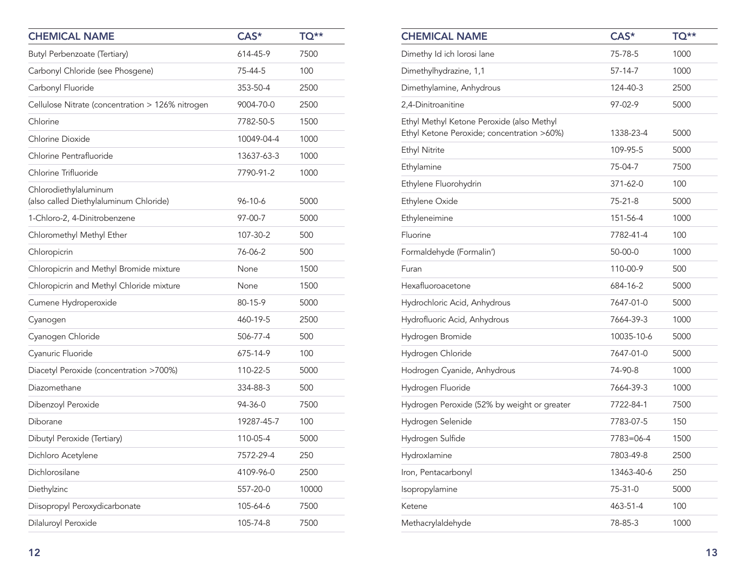| CHEMICAL NAME | CAS* | TQ** |
|---|---|---|
| Butyl Perbenzoate (Tertiary) | 614-45-9 | 7500 |
| Carbonyl Chloride (see Phosgene) | 75-44-5 | 100 |
| Carbonyl Fluoride | 353-50-4 | 2500 |
| Cellulose Nitrate (concentration > 126% nitrogen | 9004-70-0 | 2500 |
| Chlorine | 7782-50-5 | 1500 |
| Chlorine Dioxide | 10049-04-4 | 1000 |
| Chlorine Pentrafluoride | 13637-63-3 | 1000 |
| Chlorine Trifluoride | 7790-91-2 | 1000 |
| Chlorodiethylaluminum (also called Diethylaluminum Chloride) | 96-10-6 | 5000 |
| 1-Chloro-2, 4-Dinitrobenzene | 97-00-7 | 5000 |
| Chloromethyl Methyl Ether | 107-30-2 | 500 |
| Chloropicrin | 76-06-2 | 500 |
| Chloropicrin and Methyl Bromide mixture | None | 1500 |
| Chloropicrin and Methyl Chloride mixture | None | 1500 |
| Cumene Hydroperoxide | 80-15-9 | 5000 |
| Cyanogen | 460-19-5 | 2500 |
| Cyanogen Chloride | 506-77-4 | 500 |
| Cyanuric Fluoride | 675-14-9 | 100 |
| Diacetyl Peroxide (concentration >700%) | 110-22-5 | 5000 |
| Diazomethane | 334-88-3 | 500 |
| Dibenzoyl Peroxide | 94-36-0 | 7500 |
| Diborane | 19287-45-7 | 100 |
| Dibutyl Peroxide (Tertiary) | 110-05-4 | 5000 |
| Dichloro Acetylene | 7572-29-4 | 250 |
| Dichlorosilane | 4109-96-0 | 2500 |
| Diethylzinc | 557-20-0 | 10000 |
| Diisopropyl Peroxydicarbonate | 105-64-6 | 7500 |
| Dilaluroyl Peroxide | 105-74-8 | 7500 |

| CHEMICAL NAME | CAS* | TQ** |
|---|---|---|
| Dimethy Id ich lorosi lane | 75-78-5 | 1000 |
| Dimethylhydrazine, 1,1 | 57-14-7 | 1000 |
| Dimethylamine, Anhydrous | 124-40-3 | 2500 |
| 2,4-Dinitroanitine | 97-02-9 | 5000 |
| Ethyl Methyl Ketone Peroxide (also Methyl Ethyl Ketone Peroxide; concentration >60%) | 1338-23-4 | 5000 |
| Ethyl Nitrite | 109-95-5 | 5000 |
| Ethylamine | 75-04-7 | 7500 |
| Ethylene Fluorohydrin | 371-62-0 | 100 |
| Ethylene Oxide | 75-21-8 | 5000 |
| Ethyleneimine | 151-56-4 | 1000 |
| Fluorine | 7782-41-4 | 100 |
| Formaldehyde (Formalin') | 50-00-0 | 1000 |
| Furan | 110-00-9 | 500 |
| Hexafluoroacetone | 684-16-2 | 5000 |
| Hydrochloric Acid, Anhydrous | 7647-01-0 | 5000 |
| Hydrofluoric Acid, Anhydrous | 7664-39-3 | 1000 |
| Hydrogen Bromide | 10035-10-6 | 5000 |
| Hydrogen Chloride | 7647-01-0 | 5000 |
| Hodrogen Cyanide, Anhydrous | 74-90-8 | 1000 |
| Hydrogen Fluoride | 7664-39-3 | 1000 |
| Hydrogen Peroxide (52% by weight or greater | 7722-84-1 | 7500 |
| Hydrogen Selenide | 7783-07-5 | 150 |
| Hydrogen Sulfide | 7783=06-4 | 1500 |
| Hydroxlamine | 7803-49-8 | 2500 |
| Iron, Pentacarbonyl | 13463-40-6 | 250 |
| Isopropylamine | 75-31-0 | 5000 |
| Ketene | 463-51-4 | 100 |
| Methacrylaldehyde | 78-85-3 | 1000 |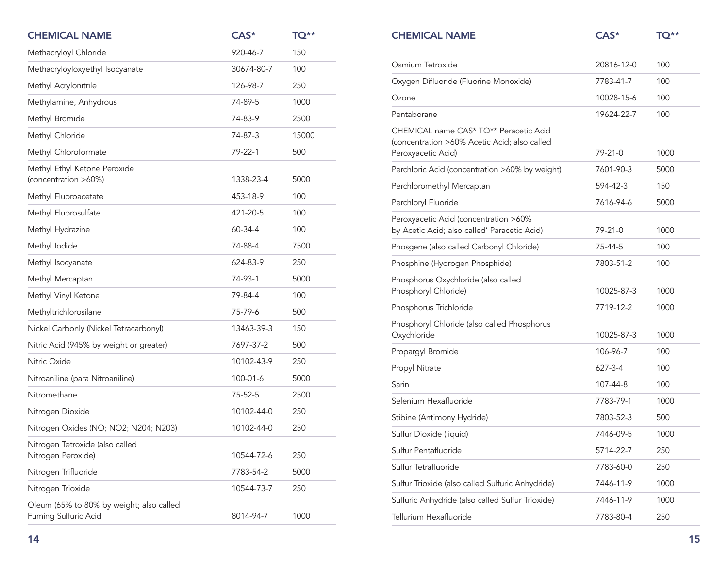| CHEMICAL NAME | CAS* | TQ** |
|---|---|---|
| Methacryloyl Chloride | 920-46-7 | 150 |
| Methacryloyloxyethyl Isocyanate | 30674-80-7 | 100 |
| Methyl Acrylonitrile | 126-98-7 | 250 |
| Methylamine, Anhydrous | 74-89-5 | 1000 |
| Methyl Bromide | 74-83-9 | 2500 |
| Methyl Chloride | 74-87-3 | 15000 |
| Methyl Chloroformate | 79-22-1 | 500 |
| Methyl Ethyl Ketone Peroxide (concentration >60%) | 1338-23-4 | 5000 |
| Methyl Fluoroacetate | 453-18-9 | 100 |
| Methyl Fluorosulfate | 421-20-5 | 100 |
| Methyl Hydrazine | 60-34-4 | 100 |
| Methyl Iodide | 74-88-4 | 7500 |
| Methyl Isocyanate | 624-83-9 | 250 |
| Methyl Mercaptan | 74-93-1 | 5000 |
| Methyl Vinyl Ketone | 79-84-4 | 100 |
| Methyltrichlorosilane | 75-79-6 | 500 |
| Nickel Carbonly (Nickel Tetracarbonyl) | 13463-39-3 | 150 |
| Nitric Acid (945% by weight or greater) | 7697-37-2 | 500 |
| Nitric Oxide | 10102-43-9 | 250 |
| Nitroaniline (para Nitroaniline) | 100-01-6 | 5000 |
| Nitromethane | 75-52-5 | 2500 |
| Nitrogen Dioxide | 10102-44-0 | 250 |
| Nitrogen Oxides (NO; NO2; N204; N203) | 10102-44-0 | 250 |
| Nitrogen Tetroxide (also called Nitrogen Peroxide) | 10544-72-6 | 250 |
| Nitrogen Trifluoride | 7783-54-2 | 5000 |
| Nitrogen Trioxide | 10544-73-7 | 250 |
| Oleum (65% to 80% by weight; also called Fuming Sulfuric Acid | 8014-94-7 | 1000 |

| CHEMICAL NAME | CAS* | TQ** |
|---|---|---|
| Osmium Tetroxide | 20816-12-0 | 100 |
| Oxygen Difluoride (Fluorine Monoxide) | 7783-41-7 | 100 |
| Ozone | 10028-15-6 | 100 |
| Pentaborane | 19624-22-7 | 100 |
| CHEMICAL name CAS* TQ** Peracetic Acid (concentration >60% Acetic Acid; also called Peroxyacetic Acid) | 79-21-0 | 1000 |
| Perchloric Acid (concentration >60% by weight) | 7601-90-3 | 5000 |
| Perchloromethyl Mercaptan | 594-42-3 | 150 |
| Perchloryl Fluoride | 7616-94-6 | 5000 |
| Peroxyacetic Acid (concentration >60% by Acetic Acid; also called' Paracetic Acid) | 79-21-0 | 1000 |
| Phosgene (also called Carbonyl Chloride) | 75-44-5 | 100 |
| Phosphine (Hydrogen Phosphide) | 7803-51-2 | 100 |
| Phosphorus Oxychloride (also called Phosphoryl Chloride) | 10025-87-3 | 1000 |
| Phosphorus Trichloride | 7719-12-2 | 1000 |
| Phosphoryl Chloride (also called Phosphorus Oxychloride | 10025-87-3 | 1000 |
| Propargyl Bromide | 106-96-7 | 100 |
| Propyl Nitrate | 627-3-4 | 100 |
| Sarin | 107-44-8 | 100 |
| Selenium Hexafluoride | 7783-79-1 | 1000 |
| Stibine (Antimony Hydride) | 7803-52-3 | 500 |
| Sulfur Dioxide (liquid) | 7446-09-5 | 1000 |
| Sulfur Pentafluoride | 5714-22-7 | 250 |
| Sulfur Tetrafluoride | 7783-60-0 | 250 |
| Sulfur Trioxide (also called Sulfuric Anhydride) | 7446-11-9 | 1000 |
| Sulfuric Anhydride (also called Sulfur Trioxide) | 7446-11-9 | 1000 |
| Tellurium Hexafluoride | 7783-80-4 | 250 |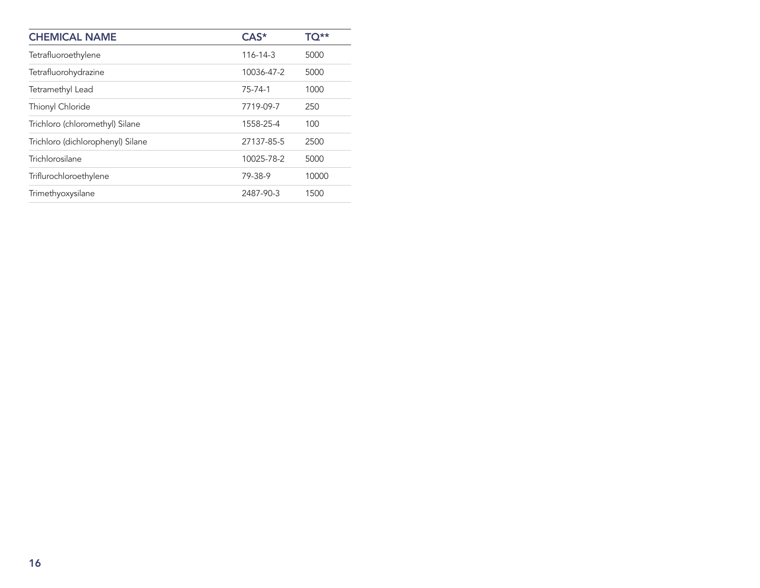| CHEMICAL NAME | CAS* | TQ** |
| --- | --- | --- |
| Tetrafluoroethylene | 116-14-3 | 5000 |
| Tetrafluorohydrazine | 10036-47-2 | 5000 |
| Tetramethyl Lead | 75-74-1 | 1000 |
| Thionyl Chloride | 7719-09-7 | 250 |
| Trichloro (chloromethyl) Silane | 1558-25-4 | 100 |
| Trichloro (dichlorophenyl) Silane | 27137-85-5 | 2500 |
| Trichlorosilane | 10025-78-2 | 5000 |
| Triflurochloroethylene | 79-38-9 | 10000 |
| Trimethyoxysilane | 2487-90-3 | 1500 |